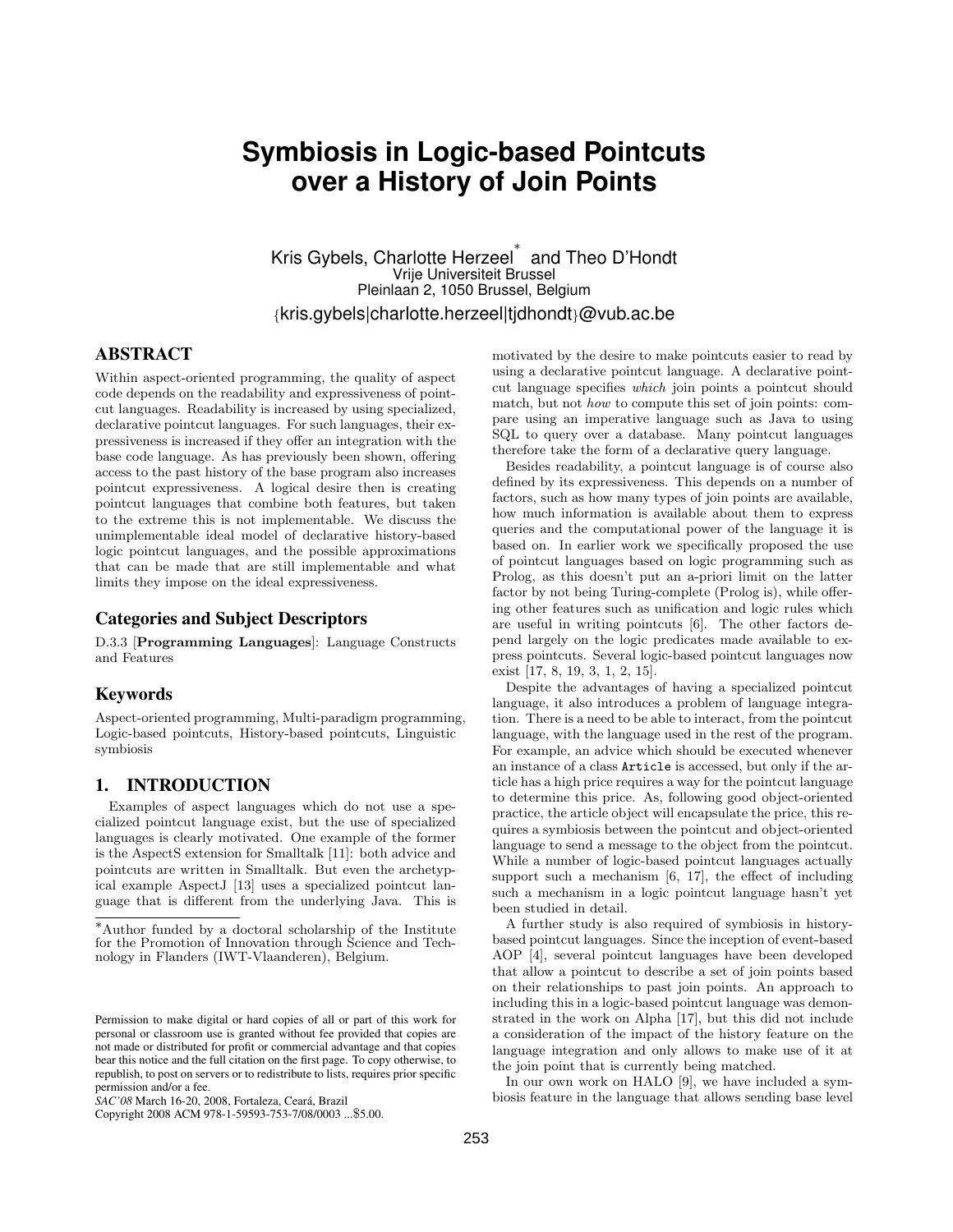# Symbiosis in Logic-based Pointcuts over a History of Join Points

Kris Gybels, Charlotte Herzeel* and Theo D'Hondt
Vrije Universiteit Brussel
Pleinlaan 2, 1050 Brussel, Belgium
{kris.gybels|charlotte.herzeel|tjdhondt}@vub.ac.be

## ABSTRACT

Within aspect-oriented programming, the quality of aspect code depends on the readability and expressiveness of pointcut languages. Readability is increased by using specialized, declarative pointcut languages. For such languages, their expressiveness is increased if they offer an integration with the base code language. As has previously been shown, offering access to the past history of the base program also increases pointcut expressiveness. A logical desire then is creating pointcut languages that combine both features, but taken to the extreme this is not implementable. We discuss the unimplementable ideal model of declarative history-based logic pointcut languages, and the possible approximations that can be made that are still implementable and what limits they impose on the ideal expressiveness.

## Categories and Subject Descriptors

D.3.3 [**Programming Languages**]: Language Constructs and Features

## Keywords

Aspect-oriented programming, Multi-paradigm programming, Logic-based pointcuts, History-based pointcuts, Linguistic symbiosis

## 1. INTRODUCTION

Examples of aspect languages which do not use a specialized pointcut language exist, but the use of specialized languages is clearly motivated. One example of the former is the AspectS extension for Smalltalk [11]: both advice and pointcuts are written in Smalltalk. But even the archetypical example AspectJ [13] uses a specialized pointcut language that is different from the underlying Java. This is motivated by the desire to make pointcuts easier to read by using a declarative pointcut language. A declarative pointcut language specifies *which* join points a pointcut should match, but not *how* to compute this set of join points: compare using an imperative language such as Java to using SQL to query over a database. Many pointcut languages therefore take the form of a declarative query language.

Besides readability, a pointcut language is of course also defined by its expressiveness. This depends on a number of factors, such as how many types of join points are available, how much information is available about them to express queries and the computational power of the language it is based on. In earlier work we specifically proposed the use of pointcut languages based on logic programming such as Prolog, as this doesn't put an a-priori limit on the latter factor by not being Turing-complete (Prolog is), while offering other features such as unification and logic rules which are useful in writing pointcuts [6]. The other factors depend largely on the logic predicates made available to express pointcuts. Several logic-based pointcut languages now exist [17, 8, 19, 3, 1, 2, 15].

Despite the advantages of having a specialized pointcut language, it also introduces a problem of language integration. There is a need to be able to interact, from the pointcut language, with the language used in the rest of the program. For example, an advice which should be executed whenever an instance of a class `Article` is accessed, but only if the article has a high price requires a way for the pointcut language to determine this price. As, following good object-oriented practice, the article object will encapsulate the price, this requires a symbiosis between the pointcut and object-oriented language to send a message to the object from the pointcut. While a number of logic-based pointcut languages actually support such a mechanism [6, 17], the effect of including such a mechanism in a logic pointcut language hasn't yet been studied in detail.

A further study is also required of symbiosis in history-based pointcut languages. Since the inception of event-based AOP [4], several pointcut languages have been developed that allow a pointcut to describe a set of join points based on their relationships to past join points. An approach to including this in a logic-based pointcut language was demonstrated in the work on Alpha [17], but this did not include a consideration of the impact of the history feature on the language integration and only allows to make use of it at the join point that is currently being matched.

In our own work on HALO [9], we have included a symbiosis feature in the language that allows sending base level

*Author funded by a doctoral scholarship of the Institute for the Promotion of Innovation through Science and Technology in Flanders (IWT-Vlaanderen), Belgium.

Permission to make digital or hard copies of all or part of this work for personal or classroom use is granted without fee provided that copies are not made or distributed for profit or commercial advantage and that copies bear this notice and the full citation on the first page. To copy otherwise, to republish, to post on servers or to redistribute to lists, requires prior specific permission and/or a fee.
*SAC'08* March 16-20, 2008, Fortaleza, Ceará, Brazil
Copyright 2008 ACM 978-1-59593-753-7/08/0003 ...$5.00.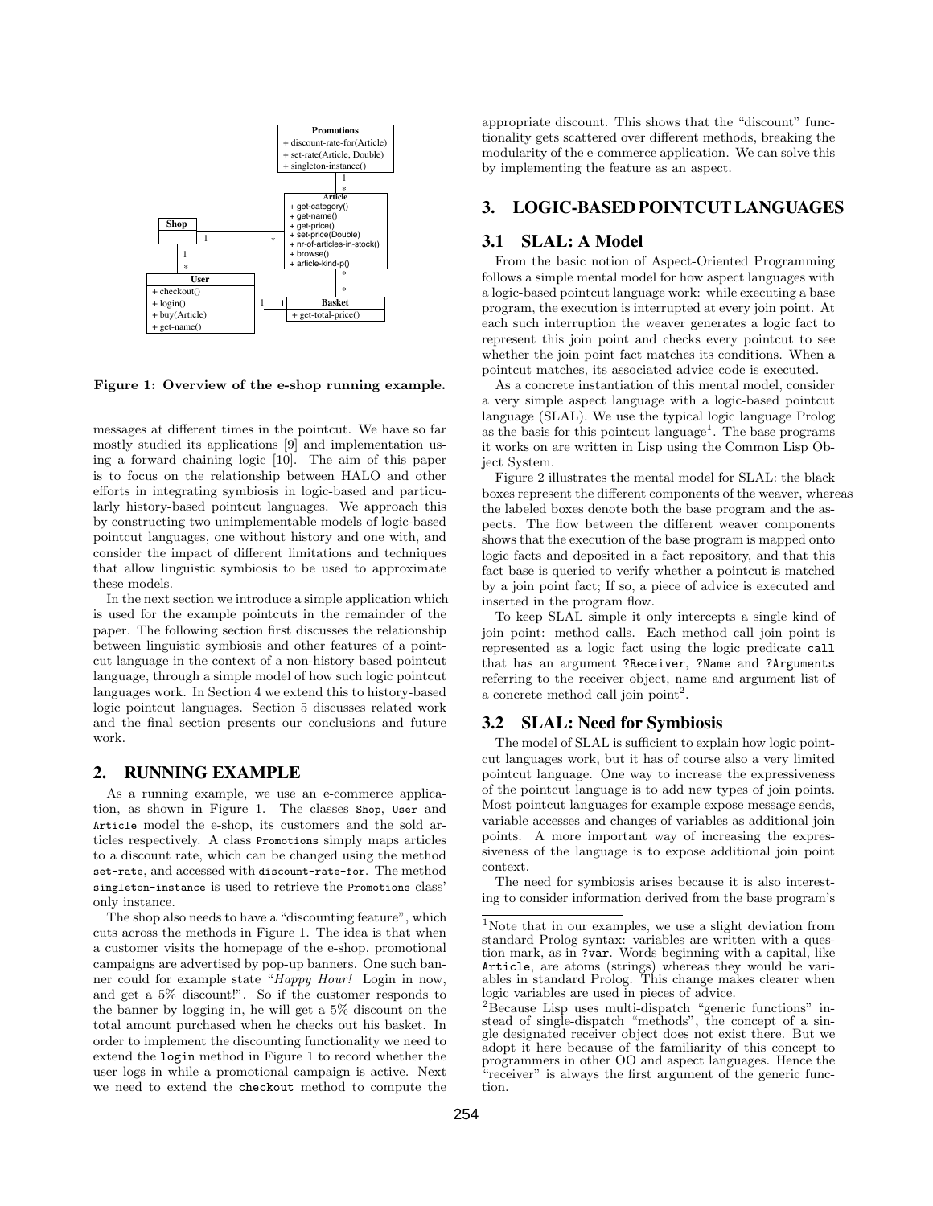**Figure 1: Overview of the e-shop running example.**

messages at different times in the pointcut. We have so far mostly studied its applications [9] and implementation using a forward chaining logic [10]. The aim of this paper is to focus on the relationship between HALO and other efforts in integrating symbiosis in logic-based and particularly history-based pointcut languages. We approach this by constructing two unimplementable models of logic-based pointcut languages, one without history and one with, and consider the impact of different limitations and techniques that allow linguistic symbiosis to be used to approximate these models.

In the next section we introduce a simple application which is used for the example pointcuts in the remainder of the paper. The following section first discusses the relationship between linguistic symbiosis and other features of a pointcut language in the context of a non-history based pointcut language, through a simple model of how such logic pointcut languages work. In Section 4 we extend this to history-based logic pointcut languages. Section 5 discusses related work and the final section presents our conclusions and future work.

## 2. RUNNING EXAMPLE

As a running example, we use an e-commerce application, as shown in Figure 1. The classes `Shop`, `User` and `Article` model the e-shop, its customers and the sold articles respectively. A class `Promotions` simply maps articles to a discount rate, which can be changed using the method `set-rate`, and accessed with `discount-rate-for`. The method `singleton-instance` is used to retrieve the `Promotions` class' only instance.

The shop also needs to have a "discounting feature", which cuts across the methods in Figure 1. The idea is that when a customer visits the homepage of the e-shop, promotional campaigns are advertised by pop-up banners. One such banner could for example state "*Happy Hour!* Login in now, and get a 5% discount!". So if the customer responds to the banner by logging in, he will get a 5% discount on the total amount purchased when he checks out his basket. In order to implement the discounting functionality we need to extend the `login` method in Figure 1 to record whether the user logs in while a promotional campaign is active. Next we need to extend the `checkout` method to compute the appropriate discount. This shows that the "discount" functionality gets scattered over different methods, breaking the modularity of the e-commerce application. We can solve this by implementing the feature as an aspect.

## 3. LOGIC-BASED POINTCUT LANGUAGES

### 3.1 SLAL: A Model

From the basic notion of Aspect-Oriented Programming follows a simple mental model for how aspect languages with a logic-based pointcut language work: while executing a base program, the execution is interrupted at every join point. At each such interruption the weaver generates a logic fact to represent this join point and checks every pointcut to see whether the join point fact matches its conditions. When a pointcut matches, its associated advice code is executed.

As a concrete instantiation of this mental model, consider a very simple aspect language with a logic-based pointcut language (SLAL). We use the typical logic language Prolog as the basis for this pointcut language[1]. The base programs it works on are written in Lisp using the Common Lisp Object System.

Figure 2 illustrates the mental model for SLAL: the black boxes represent the different components of the weaver, whereas the labeled boxes denote both the base program and the aspects. The flow between the different weaver components shows that the execution of the base program is mapped onto logic facts and deposited in a fact repository, and that this fact base is queried to verify whether a pointcut is matched by a join point fact; If so, a piece of advice is executed and inserted in the program flow.

To keep SLAL simple it only intercepts a single kind of join point: method calls. Each method call join point is represented as a logic fact using the logic predicate `call` that has an argument `?Receiver`, `?Name` and `?Arguments` referring to the receiver object, name and argument list of a concrete method call join point[2].

### 3.2 SLAL: Need for Symbiosis

The model of SLAL is sufficient to explain how logic pointcut languages work, but it has of course also a very limited pointcut language. One way to increase the expressiveness of the pointcut language is to add new types of join points. Most pointcut languages for example expose message sends, variable accesses and changes of variables as additional join points. A more important way of increasing the expressiveness of the language is to expose additional join point context.

The need for symbiosis arises because it is also interesting to consider information derived from the base program's

---

[1] Note that in our examples, we use a slight deviation from standard Prolog syntax: variables are written with a question mark, as in `?var`. Words beginning with a capital, like `Article`, are atoms (strings) whereas they would be variables in standard Prolog. This change makes clearer when logic variables are used in pieces of advice.

[2] Because Lisp uses multi-dispatch "generic functions" instead of single-dispatch "methods", the concept of a single designated receiver object does not exist there. But we adopt it here because of the familiarity of this concept to programmers in other OO and aspect languages. Hence the "receiver" is always the first argument of the generic function.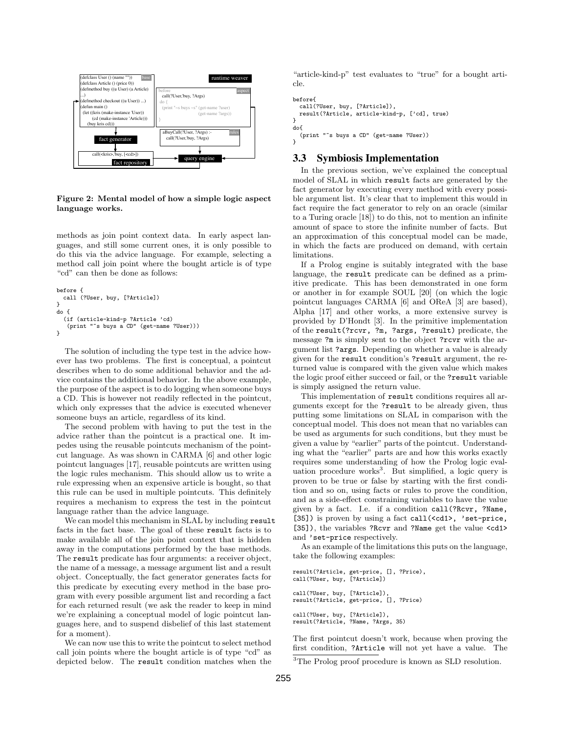Figure 2: Mental model of how a simple logic aspect language works.

methods as join point context data. In early aspect languages, and still some current ones, it is only possible to do this via the advice language. For example, selecting a method call join point where the bought article is of type "cd" can then be done as follows:

```
before {
  call (?User, buy, [?Article])
}
do {
  (if (article-kind-p ?Article 'cd)
   (print "~s buys a CD" (get-name ?User)))
}
```

The solution of including the type test in the advice however has two problems. The first is conceptual, a pointcut describes when to do some additional behavior and the advice contains the additional behavior. In the above example, the purpose of the aspect is to do logging when someone buys a CD. This is however not readily reflected in the pointcut, which only expresses that the advice is executed whenever someone buys an article, regardless of its kind.

The second problem with having to put the test in the advice rather than the pointcut is a practical one. It impedes using the reusable pointcuts mechanism of the pointcut language. As was shown in CARMA [6] and other logic pointcut languages [17], reusable pointcuts are written using the logic rules mechanism. This should allow us to write a rule expressing when an expensive article is bought, so that this rule can be used in multiple pointcuts. This definitely requires a mechanism to express the test in the pointcut language rather than the advice language.

We can model this mechanism in SLAL by including `result` facts in the fact base. The goal of these `result` facts is to make available all of the join point context that is hidden away in the computations performed by the base methods. The `result` predicate has four arguments: a receiver object, the name of a message, a message argument list and a result object. Conceptually, the fact generator generates facts for this predicate by executing every method in the base program with every possible argument list and recording a fact for each returned result (we ask the reader to keep in mind we're explaining a conceptual model of logic pointcut languages here, and to suspend disbelief of this last statement for a moment).

We can now use this to write the pointcut to select method call join points where the bought article is of type "cd" as depicted below. The `result` condition matches when the "article-kind-p" test evaluates to "true" for a bought article.

```
before{
  call(?User, buy, [?Article]),
  result(?Article, article-kind-p, ['cd], true)
}
do{
  (print "~s buys a CD" (get-name ?User))
}
```

## 3.3 Symbiosis Implementation

In the previous section, we've explained the conceptual model of SLAL in which `result` facts are generated by the fact generator by executing every method with every possible argument list. It's clear that to implement this would in fact require the fact generator to rely on an oracle (similar to a Turing oracle [18]) to do this, not to mention an infinite amount of space to store the infinite number of facts. But an approximation of this conceptual model can be made, in which the facts are produced on demand, with certain limitations.

If a Prolog engine is suitably integrated with the base language, the `result` predicate can be defined as a primitive predicate. This has been demonstrated in one form or another in for example SOUL [20] (on which the logic pointcut languages CARMA [6] and OReA [3] are based), Alpha [17] and other works, a more extensive survey is provided by D'Hondt [3]. In the primitive implementation of the `result(?rcvr, ?m, ?args, ?result)` predicate, the message `?m` is simply sent to the object `?rcvr` with the argument list `?args`. Depending on whether a value is already given for the `result` condition's `?result` argument, the returned value is compared with the given value which makes the logic proof either succeed or fail, or the `?result` variable is simply assigned the return value.

This implementation of `result` conditions requires all arguments except for the `?result` to be already given, thus putting some limitations on SLAL in comparison with the conceptual model. This does not mean that no variables can be used as arguments for such conditions, but they must be given a value by "earlier" parts of the pointcut. Understanding what the "earlier" parts are and how this works exactly requires some understanding of how the Prolog logic evaluation procedure works[3]. But simplified, a logic query is proven to be true or false by starting with the first condition and so on, using facts or rules to prove the condition, and as a side-effect constraining variables to have the value given by a fact. I.e. if a condition `call(?Rcvr, ?Name, [35])` is proven by using a fact `call(<cd1>, 'set-price, [35])`, the variables `?Rcvr` and `?Name` get the value `<cd1>` and `'set-price` respectively.

As an example of the limitations this puts on the language, take the following examples:

```
result(?Article, get-price, [], ?Price),
call(?User, buy, [?Article])

call(?User, buy, [?Article]),
result(?Article, get-price, [], ?Price)

call(?User, buy, [?Article]),
result(?Article, ?Name, ?Args, 35)
```

The first pointcut doesn't work, because when proving the first condition, `?Article` will not yet have a value. The

[3] The Prolog proof procedure is known as SLD resolution.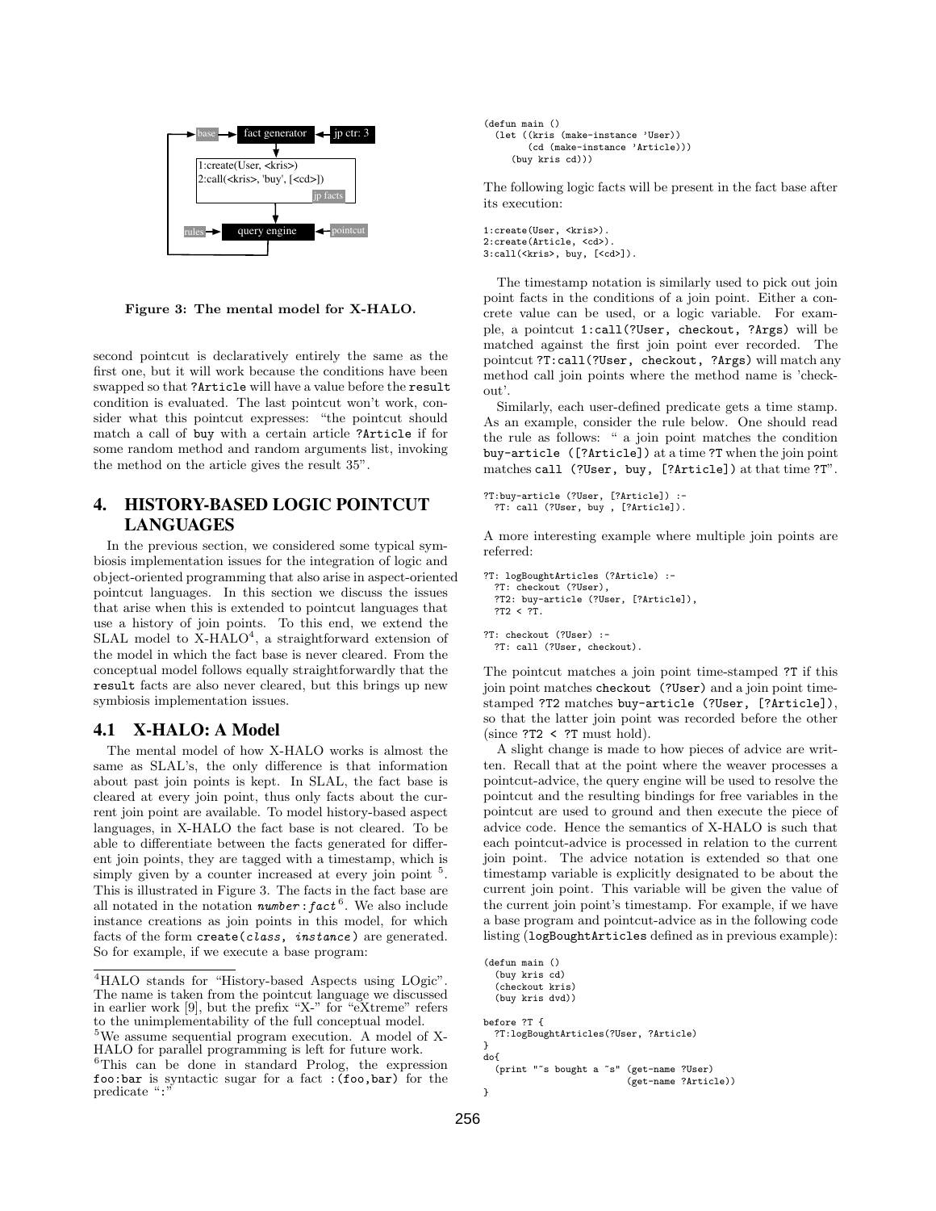Figure 3: The mental model for X-HALO.

second pointcut is declaratively entirely the same as the first one, but it will work because the conditions have been swapped so that `?Article` will have a value before the `result` condition is evaluated. The last pointcut won't work, consider what this pointcut expresses: "the pointcut should match a call of `buy` with a certain article `?Article` if for some random method and random arguments list, invoking the method on the article gives the result 35".

## 4. HISTORY-BASED LOGIC POINTCUT LANGUAGES

In the previous section, we considered some typical symbiosis implementation issues for the integration of logic and object-oriented programming that also arise in aspect-oriented pointcut languages. In this section we discuss the issues that arise when this is extended to pointcut languages that use a history of join points. To this end, we extend the SLAL model to X-HALO[4], a straightforward extension of the model in which the fact base is never cleared. From the conceptual model follows equally straightforwardly that the `result` facts are also never cleared, but this brings up new symbiosis implementation issues.

### 4.1 X-HALO: A Model

The mental model of how X-HALO works is almost the same as SLAL's, the only difference is that information about past join points is kept. In SLAL, the fact base is cleared at every join point, thus only facts about the current join point are available. To model history-based aspect languages, in X-HALO the fact base is not cleared. To be able to differentiate between the facts generated for different join points, they are tagged with a timestamp, which is simply given by a counter increased at every join point [5]. This is illustrated in Figure 3. The facts in the fact base are all notated in the notation *number*:*fact*[6]. We also include instance creations as join points in this model, for which facts of the form `create(`*class*`,` *instance*`)` are generated. So for example, if we execute a base program:

```
(defun main ()
  (let ((kris (make-instance 'User))
        (cd (make-instance 'Article)))
    (buy kris cd)))
```

The following logic facts will be present in the fact base after its execution:

```
1:create(User, <kris>).
2:create(Article, <cd>).
3:call(<kris>, buy, [<cd>]).
```

The timestamp notation is similarly used to pick out join point facts in the conditions of a join point. Either a concrete value can be used, or a logic variable. For example, a pointcut `1:call(?User, checkout, ?Args)` will be matched against the first join point ever recorded. The pointcut `?T:call(?User, checkout, ?Args)` will match any method call join points where the method name is 'checkout'.

Similarly, each user-defined predicate gets a time stamp. As an example, consider the rule below. One should read the rule as follows: " a join point matches the condition `buy-article ([?Article])` at a time `?T` when the join point matches `call (?User, buy, [?Article])` at that time `?T`".

```
?T:buy-article (?User, [?Article]) :-
  ?T: call (?User, buy , [?Article]).
```

A more interesting example where multiple join points are referred:

```
?T: logBoughtArticles (?Article) :-
  ?T: checkout (?User),
  ?T2: buy-article (?User, [?Article]),
  ?T2 < ?T.

?T: checkout (?User) :-
  ?T: call (?User, checkout).
```

The pointcut matches a join point time-stamped `?T` if this join point matches `checkout (?User)` and a join point time-stamped `?T2` matches `buy-article (?User, [?Article])`, so that the latter join point was recorded before the other (since `?T2 < ?T` must hold).

A slight change is made to how pieces of advice are written. Recall that at the point where the weaver processes a pointcut-advice, the query engine will be used to resolve the pointcut and the resulting bindings for free variables in the pointcut are used to ground and then execute the piece of advice code. Hence the semantics of X-HALO is such that each pointcut-advice is processed in relation to the current join point. The advice notation is extended so that one timestamp variable is explicitly designated to be about the current join point. This variable will be given the value of the current join point's timestamp. For example, if we have a base program and pointcut-advice as in the following code listing (`logBoughtArticles` defined as in previous example):

```
(defun main ()
  (buy kris cd)
  (checkout kris)
  (buy kris dvd))

before ?T {
  ?T:logBoughtArticles(?User, ?Article)
}
do{
  (print "~s bought a ~s" (get-name ?User)
                          (get-name ?Article))
}
```

[4] HALO stands for "History-based Aspects using LOgic". The name is taken from the pointcut language we discussed in earlier work [9], but the prefix "X-" for "eXtreme" refers to the unimplementability of the full conceptual model.

[5] We assume sequential program execution. A model of X-HALO for parallel programming is left for future work.

[6] This can be done in standard Prolog, the expression `foo:bar` is syntactic sugar for a fact `:(foo,bar)` for the predicate ":"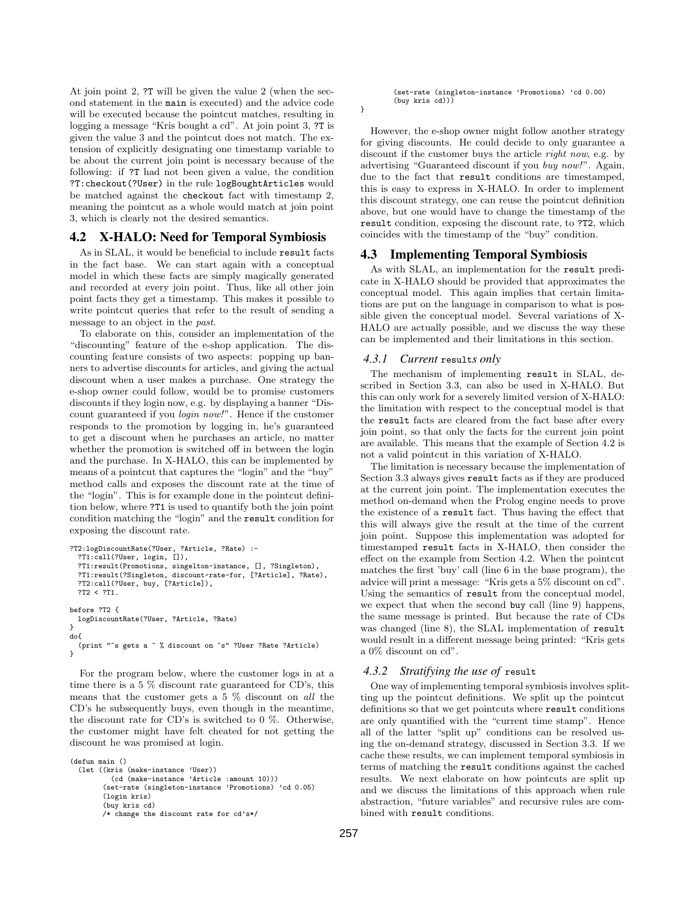At join point 2, `?T` will be given the value 2 (when the second statement in the `main` is executed) and the advice code will be executed because the pointcut matches, resulting in logging a message "Kris bought a cd". At join point 3, `?T` is given the value 3 and the pointcut does not match. The extension of explicitly designating one timestamp variable to be about the current join point is necessary because of the following: if `?T` had not been given a value, the condition `?T:checkout(?User)` in the rule `logBoughtArticles` would be matched against the `checkout` fact with timestamp 2, meaning the pointcut as a whole would match at join point 3, which is clearly not the desired semantics.

## 4.2 X-HALO: Need for Temporal Symbiosis

As in SLAL, it would be beneficial to include `result` facts in the fact base. We can start again with a conceptual model in which these facts are simply magically generated and recorded at every join point. Thus, like all other join point facts they get a timestamp. This makes it possible to write pointcut queries that refer to the result of sending a message to an object in the *past*.

To elaborate on this, consider an implementation of the "discounting" feature of the e-shop application. The discounting feature consists of two aspects: popping up banners to advertise discounts for articles, and giving the actual discount when a user makes a purchase. One strategy the e-shop owner could follow, would be to promise customers discounts if they login now, e.g. by displaying a banner "Discount guaranteed if you *login now!*". Hence if the customer responds to the promotion by logging in, he's guaranteed to get a discount when he purchases an article, no matter whether the promotion is switched off in between the login and the purchase. In X-HALO, this can be implemented by means of a pointcut that captures the "login" and the "buy" method calls and exposes the discount rate at the time of the "login". This is for example done in the pointcut definition below, where `?T1` is used to quantify both the join point condition matching the "login" and the `result` condition for exposing the discount rate.

```
?T2:logDiscountRate(?User, ?Article, ?Rate) :-
  ?T1:call(?User, login, []),
  ?T1:result(Promotions, singleton-instance, [], ?Singleton),
  ?T1:result(?Singleton, discount-rate-for, [?Article], ?Rate),
  ?T2:call(?User, buy, [?Article]),
  ?T2 < ?T1.

before ?T2 {
  logDiscountRate(?User, ?Article, ?Rate)
}
do{
  (print "~s gets a ~ % discount on ~s" ?User ?Rate ?Article)
}
```

For the program below, where the customer logs in at a time there is a 5 % discount rate guaranteed for CD's, this means that the customer gets a 5 % discount on *all* the CD's he subsequently buys, even though in the meantime, the discount rate for CD's is switched to 0 %. Otherwise, the customer might have felt cheated for not getting the discount he was promised at login.

```
(defun main ()
  (let ((kris (make-instance 'User))
        (cd (make-instance 'Article :amount 10)))
       (set-rate (singleton-instance 'Promotions) 'cd 0.05)
       (login kris)
       (buy kris cd)
       /* change the discount rate for cd's*/
       (set-rate (singleton-instance 'Promotions) 'cd 0.00)
       (buy kris cd)))
}
```

However, the e-shop owner might follow another strategy for giving discounts. He could decide to only guarantee a discount if the customer buys the article *right now*, e.g. by advertising "Guaranteed discount if you *buy now!*". Again, due to the fact that `result` conditions are timestamped, this is easy to express in X-HALO. In order to implement this discount strategy, one can reuse the pointcut definition above, but one would have to change the timestamp of the `result` condition, exposing the discount rate, to `?T2`, which coincides with the timestamp of the "buy" condition.

## 4.3 Implementing Temporal Symbiosis

As with SLAL, an implementation for the `result` predicate in X-HALO should be provided that approximates the conceptual model. This again implies that certain limitations are put on the language in comparison to what is possible given the conceptual model. Several variations of X-HALO are actually possible, and we discuss the way these can be implemented and their limitations in this section.

### 4.3.1 *Current* `result`*s only*

The mechanism of implementing `result` in SLAL, described in Section 3.3, can also be used in X-HALO. But this can only work for a severely limited version of X-HALO: the limitation with respect to the conceptual model is that the `result` facts are cleared from the fact base after every join point, so that only the facts for the current join point are available. This means that the example of Section 4.2 is not a valid pointcut in this variation of X-HALO.

The limitation is necessary because the implementation of Section 3.3 always gives `result` facts as if they are produced at the current join point. The implementation executes the method on-demand when the Prolog engine needs to prove the existence of a `result` fact. Thus having the effect that this will always give the result at the time of the current join point. Suppose this implementation was adopted for timestamped `result` facts in X-HALO, then consider the effect on the example from Section 4.2. When the pointcut matches the first 'buy' call (line 6 in the base program), the advice will print a message: "Kris gets a 5% discount on cd". Using the semantics of `result` from the conceptual model, we expect that when the second `buy` call (line 9) happens, the same message is printed. But because the rate of CDs was changed (line 8), the SLAL implementation of `result` would result in a different message being printed: "Kris gets a 0% discount on cd".

### 4.3.2 *Stratifying the use of* `result`

One way of implementing temporal symbiosis involves splitting up the pointcut definitions. We split up the pointcut definitions so that we get pointcuts where `result` conditions are only quantified with the "current time stamp". Hence all of the latter "split up" conditions can be resolved using the on-demand strategy, discussed in Section 3.3. If we cache these results, we can implement temporal symbiosis in terms of matching the `result` conditions against the cached results. We next elaborate on how pointcuts are split up and we discuss the limitations of this approach when rule abstraction, "future variables" and recursive rules are combined with `result` conditions.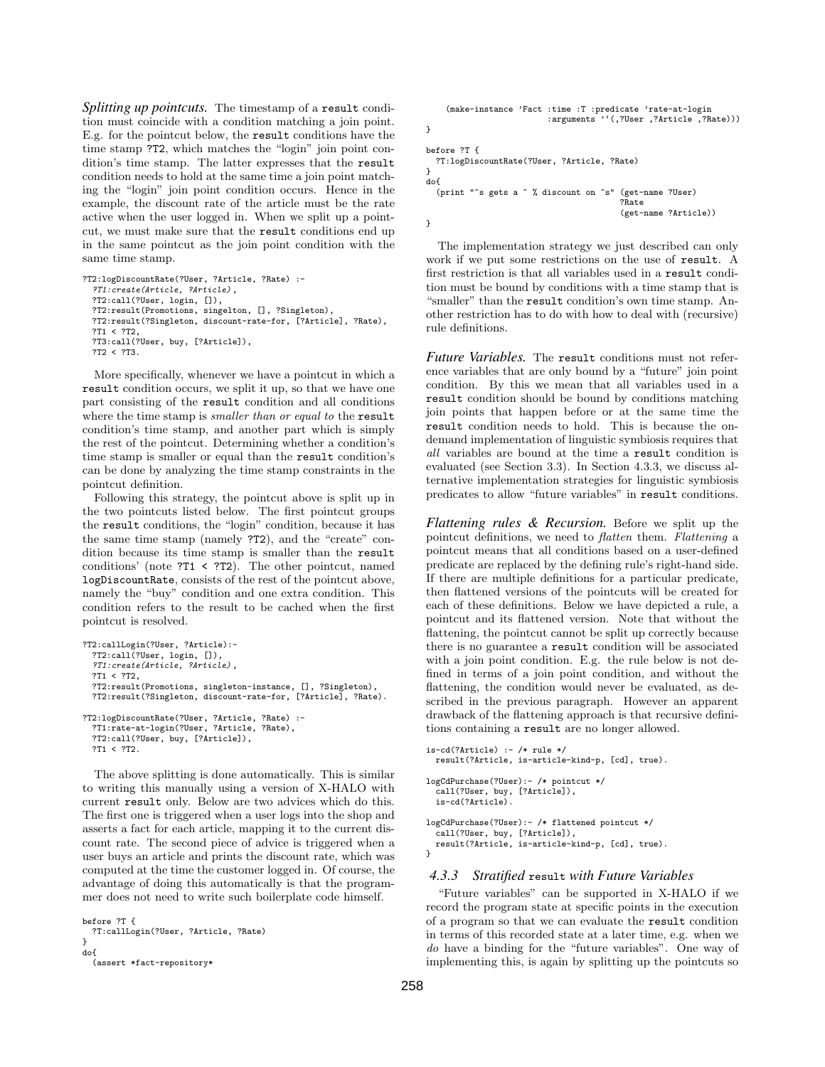***Splitting up pointcuts.*** The timestamp of a `result` condition must coincide with a condition matching a join point. E.g. for the pointcut below, the `result` conditions have the time stamp `?T2`, which matches the "login" join point condition's time stamp. The latter expresses that the `result` condition needs to hold at the same time a join point matching the "login" join point condition occurs. Hence in the example, the discount rate of the article must be the rate active when the user logged in. When we split up a pointcut, we must make sure that the `result` conditions end up in the same pointcut as the join point condition with the same time stamp.

```
?T2:logDiscountRate(?User, ?Article, ?Rate) :-
  ?T1:create(Article, ?Article),
  ?T2:call(?User, login, []),
  ?T2:result(Promotions, singelton, [], ?Singleton),
  ?T2:result(?Singleton, discount-rate-for, [?Article], ?Rate),
  ?T1 < ?T2,
  ?T3:call(?User, buy, [?Article]),
  ?T2 < ?T3.
```

More specifically, whenever we have a pointcut in which a `result` condition occurs, we split it up, so that we have one part consisting of the `result` condition and all conditions where the time stamp is *smaller than or equal to* the `result` condition's time stamp, and another part which is simply the rest of the pointcut. Determining whether a condition's time stamp is smaller or equal than the `result` condition's can be done by analyzing the time stamp constraints in the pointcut definition.

Following this strategy, the pointcut above is split up in the two pointcuts listed below. The first pointcut groups the `result` conditions, the "login" condition, because it has the same time stamp (namely `?T2`), and the "create" condition because its time stamp is smaller than the `result` conditions' (note `?T1 < ?T2`). The other pointcut, named `logDiscountRate`, consists of the rest of the pointcut above, namely the "buy" condition and one extra condition. This condition refers to the result to be cached when the first pointcut is resolved.

```
?T2:callLogin(?User, ?Article):-
  ?T2:call(?User, login, []),
  ?T1:create(Article, ?Article),
  ?T1 < ?T2,
  ?T2:result(Promotions, singleton-instance, [], ?Singleton),
  ?T2:result(?Singleton, discount-rate-for, [?Article], ?Rate).

?T2:logDiscountRate(?User, ?Article, ?Rate) :-
  ?T1:rate-at-login(?User, ?Article, ?Rate),
  ?T2:call(?User, buy, [?Article]),
  ?T1 < ?T2.
```

The above splitting is done automatically. This is similar to writing this manually using a version of X-HALO with current `result` only. Below are two advices which do this. The first one is triggered when a user logs into the shop and asserts a fact for each article, mapping it to the current discount rate. The second piece of advice is triggered when a user buys an article and prints the discount rate, which was computed at the time the customer logged in. Of course, the advantage of doing this automatically is that the programmer does not need to write such boilerplate code himself.

```
before ?T {
  ?T:callLogin(?User, ?Article, ?Rate)
}
do{
  (assert *fact-repository*
    (make-instance 'Fact :time :T :predicate 'rate-at-login
                         :arguments '`(,?User ,?Article ,?Rate)))
}

before ?T {
  ?T:logDiscountRate(?User, ?Article, ?Rate)
}
do{
  (print "~s gets a ~ % discount on ~s" (get-name ?User)
                                         ?Rate
                                         (get-name ?Article))
}
```

The implementation strategy we just described can only work if we put some restrictions on the use of `result`. A first restriction is that all variables used in a `result` condition must be bound by conditions with a time stamp that is "smaller" than the `result` condition's own time stamp. Another restriction has to do with how to deal with (recursive) rule definitions.

***Future Variables.*** The `result` conditions must not reference variables that are only bound by a "future" join point condition. By this we mean that all variables used in a `result` condition should be bound by conditions matching join points that happen before or at the same time the `result` condition needs to hold. This is because the on-demand implementation of linguistic symbiosis requires that *all* variables are bound at the time a `result` condition is evaluated (see Section 3.3). In Section 4.3.3, we discuss alternative implementation strategies for linguistic symbiosis predicates to allow "future variables" in `result` conditions.

***Flattening rules & Recursion.*** Before we split up the pointcut definitions, we need to *flatten* them. *Flattening* a pointcut means that all conditions based on a user-defined predicate are replaced by the defining rule's right-hand side. If there are multiple definitions for a particular predicate, then flattened versions of the pointcuts will be created for each of these definitions. Below we have depicted a rule, a pointcut and its flattened version. Note that without the flattening, the pointcut cannot be split up correctly because there is no guarantee a `result` condition will be associated with a join point condition. E.g. the rule below is not defined in terms of a join point condition, and without the flattening, the condition would never be evaluated, as described in the previous paragraph. However an apparent drawback of the flattening approach is that recursive definitions containing a `result` are no longer allowed.

```
is-cd(?Article) :- /* rule */
  result(?Article, is-article-kind-p, [cd], true).

logCdPurchase(?User):- /* pointcut */
  call(?User, buy, [?Article]),
  is-cd(?Article).

logCdPurchase(?User):- /* flattened pointcut */
  call(?User, buy, [?Article]),
  result(?Article, is-article-kind-p, [cd], true).
}
```

### 4.3.3 *Stratified* `result` *with Future Variables*

"Future variables" can be supported in X-HALO if we record the program state at specific points in the execution of a program so that we can evaluate the `result` condition in terms of this recorded state at a later time, e.g. when we *do* have a binding for the "future variables". One way of implementing this, is again by splitting up the pointcuts so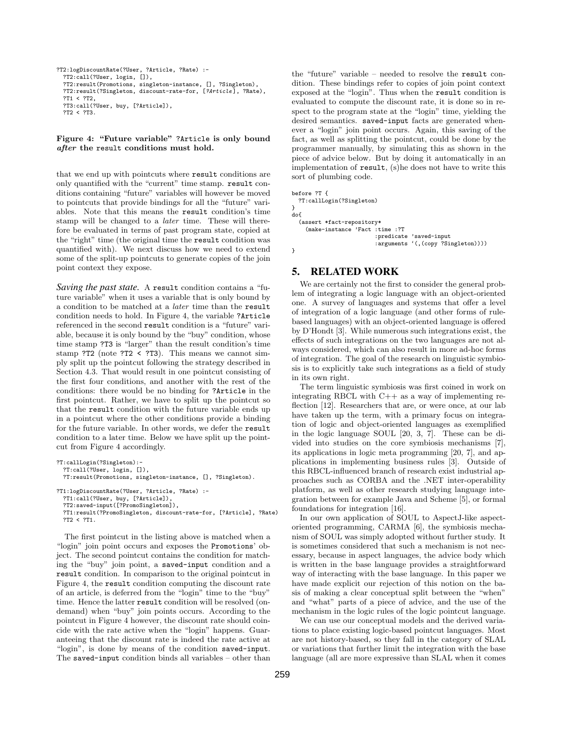```
?T2:logDiscountRate(?User, ?Article, ?Rate) :-
  ?T2:call(?User, login, []),
  ?T2:result(Promotions, singleton-instance, [], ?Singleton),
  ?T2:result(?Singleton, discount-rate-for, [?Article], ?Rate),
  ?T1 < ?T2,
  ?T3:call(?User, buy, [?Article]),
  ?T2 < ?T3.
```

**Figure 4: "Future variable" ?Article is only bound *after* the result conditions must hold.**

that we end up with pointcuts where result conditions are only quantified with the "current" time stamp. result conditions containing "future" variables will however be moved to pointcuts that provide bindings for all the "future" variables. Note that this means the result condition's time stamp will be changed to a *later* time. These will therefore be evaluated in terms of past program state, copied at the "right" time (the original time the result condition was quantified with). We next discuss how we need to extend some of the split-up pointcuts to generate copies of the join point context they expose.

***Saving the past state.*** A result condition contains a "future variable" when it uses a variable that is only bound by a condition to be matched at a *later* time than the result condition needs to hold. In Figure 4, the variable ?Article referenced in the second result condition is a "future" variable, because it is only bound by the "buy" condition, whose time stamp ?T3 is "larger" than the result condition's time stamp ?T2 (note ?T2 < ?T3). This means we cannot simply split up the pointcut following the strategy described in Section 4.3. That would result in one pointcut consisting of the first four conditions, and another with the rest of the conditions: there would be no binding for ?Article in the first pointcut. Rather, we have to split up the pointcut so that the result condition with the future variable ends up in a pointcut where the other conditions provide a binding for the future variable. In other words, we defer the result condition to a later time. Below we have split up the pointcut from Figure 4 accordingly.

```
?T:callLogin(?Singleton):-
  ?T:call(?User, login, []),
  ?T:result(Promotions, singleton-instance, [], ?Singleton).

?T1:logDiscountRate(?User, ?Article, ?Rate) :-
  ?T1:call(?User, buy, [?Article]),
  ?T2:saved-input([?PromoSingleton]),
  ?T1:result(?PromoSingleton, discount-rate-for, [?Article], ?Rate)
  ?T2 < ?T1.
```

The first pointcut in the listing above is matched when a "login" join point occurs and exposes the Promotions' object. The second pointcut contains the condition for matching the "buy" join point, a saved-input condition and a result condition. In comparison to the original pointcut in Figure 4, the result condition computing the discount rate of an article, is deferred from the "login" time to the "buy" time. Hence the latter result condition will be resolved (on-demand) when "buy" join points occurs. According to the pointcut in Figure 4 however, the discount rate should coincide with the rate active when the "login" happens. Guaranteeing that the discount rate is indeed the rate active at "login", is done by means of the condition saved-input. The saved-input condition binds all variables – other than the "future" variable – needed to resolve the result condition. These bindings refer to copies of join point context exposed at the "login". Thus when the result condition is evaluated to compute the discount rate, it is done so in respect to the program state at the "login" time, yielding the desired semantics. saved-input facts are generated whenever a "login" join point occurs. Again, this saving of the fact, as well as splitting the pointcut, could be done by the programmer manually, by simulating this as shown in the piece of advice below. But by doing it automatically in an implementation of result, (s)he does not have to write this sort of plumbing code.

```
before ?T {
  ?T:callLogin(?Singleton)
}
do{
  (assert *fact-repository*
    (make-instance 'Fact :time :?T
                         :predicate 'saved-input
                         :arguments `(,(copy ?Singleton))))
}
```

## 5. RELATED WORK

We are certainly not the first to consider the general problem of integrating a logic language with an object-oriented one. A survey of languages and systems that offer a level of integration of a logic language (and other forms of rule-based languages) with an object-oriented language is offered by D'Hondt [3]. While numerous such integrations exist, the effects of such integrations on the two languages are not always considered, which can also result in more ad-hoc forms of integration. The goal of the research on linguistic symbiosis is to explicitly take such integrations as a field of study in its own right.

The term linguistic symbiosis was first coined in work on integrating RBCL with C++ as a way of implementing reflection [12]. Researchers that are, or were once, at our lab have taken up the term, with a primary focus on integration of logic and object-oriented languages as exemplified in the logic language SOUL [20, 3, 7]. These can be divided into studies on the core symbiosis mechanisms [7], its applications in logic meta programming [20, 7], and applications in implementing business rules [3]. Outside of this RBCL-influenced branch of research exist industrial approaches such as CORBA and the .NET inter-operability platform, as well as other research studying language integration between for example Java and Scheme [5], or formal foundations for integration [16].

In our own application of SOUL to AspectJ-like aspect-oriented programming, CARMA [6], the symbiosis mechanism of SOUL was simply adopted without further study. It is sometimes considered that such a mechanism is not necessary, because in aspect languages, the advice body which is written in the base language provides a straightforward way of interacting with the base language. In this paper we have made explicit our rejection of this notion on the basis of making a clear conceptual split between the "when" and "what" parts of a piece of advice, and the use of the mechanism in the logic rules of the logic pointcut language.

We can use our conceptual models and the derived variations to place existing logic-based pointcut languages. Most are not history-based, so they fall in the category of SLAL or variations that further limit the integration with the base language (all are more expressive than SLAL when it comes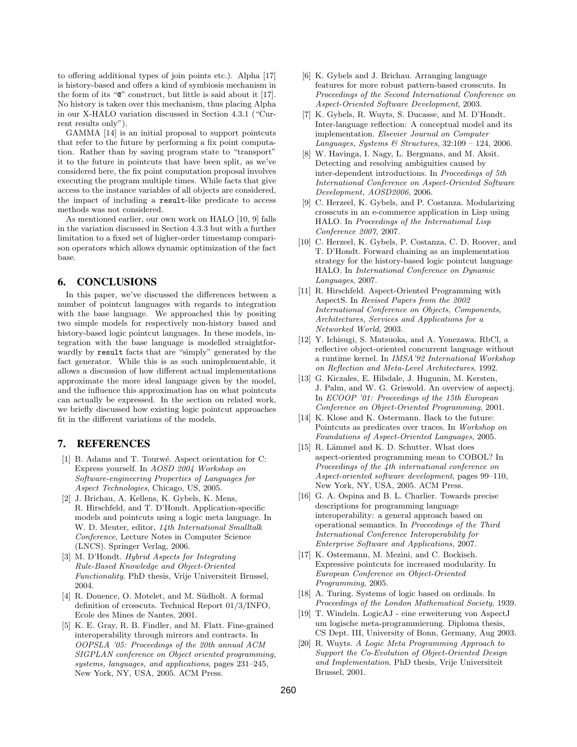to offering additional types of join points etc.). Alpha [17] is history-based and offers a kind of symbiosis mechanism in the form of its "@" construct, but little is said about it [17]. No history is taken over this mechanism, thus placing Alpha in our X-HALO variation discussed in Section 4.3.1 ("Current results only").

GAMMA [14] is an initial proposal to support pointcuts that refer to the future by performing a fix point computation. Rather than by saving program state to "transport" it to the future in pointcuts that have been split, as we've considered here, the fix point computation proposal involves executing the program multiple times. While facts that give access to the instance variables of all objects are considered, the impact of including a `result`-like predicate to access methods was not considered.

As mentioned earlier, our own work on HALO [10, 9] falls in the variation discussed in Section 4.3.3 but with a further limitation to a fixed set of higher-order timestamp comparison operators which allows dynamic optimization of the fact base.

## 6. CONCLUSIONS

In this paper, we've discussed the differences between a number of pointcut languages with regards to integration with the base language. We approached this by positing two simple models for respectively non-history based and history-based logic pointcut languages. In these models, integration with the base language is modelled straightforwardly by `result` facts that are "simply" generated by the fact generator. While this is as such unimplementable, it allows a discussion of how different actual implementations approximate the more ideal language given by the model, and the influence this approximation has on what pointcuts can actually be expressed. In the section on related work, we briefly discussed how existing logic pointcut approaches fit in the different variations of the models.

## 7. REFERENCES

[1] B. Adams and T. Tourwé. Aspect orientation for C: Express yourself. In *AOSD 2004 Workshop on Software-engineering Properties of Languages for Aspect Technologies*, Chicago, US, 2005.

[2] J. Brichau, A. Kellens, K. Gybels, K. Mens, R. Hirschfeld, and T. D'Hondt. Application-specific models and pointcuts using a logic meta language. In W. D. Meuter, editor, *14th International Smalltalk Conference*, Lecture Notes in Computer Science (LNCS). Springer Verlag, 2006.

[3] M. D'Hondt. *Hybrid Aspects for Integrating Rule-Based Knowledge and Object-Oriented Functionality*. PhD thesis, Vrije Universiteit Brussel, 2004.

[4] R. Douence, O. Motelet, and M. Südholt. A formal definition of crosscuts. Technical Report 01/3/INFO, Ecole des Mines de Nantes, 2001.

[5] K. E. Gray, R. B. Findler, and M. Flatt. Fine-grained interoperability through mirrors and contracts. In *OOPSLA '05: Proceedings of the 20th annual ACM SIGPLAN conference on Object oriented programming, systems, languages, and applications*, pages 231–245, New York, NY, USA, 2005. ACM Press.

[6] K. Gybels and J. Brichau. Arranging language features for more robust pattern-based crosscuts. In *Proceedings of the Second International Conference on Aspect-Oriented Software Development*, 2003.

[7] K. Gybels, R. Wuyts, S. Ducasse, and M. D'Hondt. Inter-language reflection: A conceptual model and its implementation. *Elsevier Journal on Computer Languages, Systems & Structures*, 32:109 – 124, 2006.

[8] W. Havinga, I. Nagy, L. Bergmans, and M. Aksit. Detecting and resolving ambiguities caused by inter-dependent introductions. In *Proceedings of 5th International Conference on Aspect-Oriented Software Development, AOSD2006*, 2006.

[9] C. Herzeel, K. Gybels, and P. Costanza. Modularizing crosscuts in an e-commerce application in Lisp using HALO. In *Proceedings of the International Lisp Conference 2007*, 2007.

[10] C. Herzeel, K. Gybels, P. Costanza, C. D. Roover, and T. D'Hondt. Forward chaining as an implementation strategy for the history-based logic pointcut language HALO. In *International Conference on Dynamic Languages*, 2007.

[11] R. Hirschfeld. Aspect-Oriented Programming with AspectS. In *Revised Papers from the 2002 International Conference on Objects, Components, Architectures, Services and Applications for a Networked World*, 2003.

[12] Y. Ichisugi, S. Matsuoka, and A. Yonezawa. RbCl, a reflective object-oriented concurrent language without a runtime kernel. In *IMSA'92 International Workshop on Reflection and Meta-Level Architectures*, 1992.

[13] G. Kiczales, E. Hilsdale, J. Hugunin, M. Kersten, J. Palm, and W. G. Griswold. An overview of aspectj. In *ECOOP '01: Proceedings of the 15th European Conference on Object-Oriented Programming*, 2001.

[14] K. Klose and K. Ostermann. Back to the future: Pointcuts as predicates over traces. In *Workshop on Foundations of Aspect-Oriented Languages*, 2005.

[15] R. Lämmel and K. D. Schutter. What does aspect-oriented programming mean to COBOL? In *Proceedings of the 4th international conference on Aspect-oriented software development*, pages 99–110, New York, NY, USA, 2005. ACM Press.

[16] G. A. Ospina and B. L. Charlier. Towards precise descriptions for programming language interoperability: a general approach based on operational semantics. In *Proceedings of the Third International Conference Interoperability for Enterprise Software and Applications*, 2007.

[17] K. Ostermann, M. Mezini, and C. Bockisch. Expressive pointcuts for increased modularity. In *European Conference on Object-Oriented Programming*, 2005.

[18] A. Turing. Systems of logic based on ordinals. In *Proceedings of the London Mathematical Society*, 1939.

[19] T. Windeln. LogicAJ - eine erweiterung von AspectJ um logische meta-programmierung. Diploma thesis, CS Dept. III, University of Bonn, Germany, Aug 2003.

[20] R. Wuyts. *A Logic Meta Programming Approach to Support the Co-Evolution of Object-Oriented Design and Implementation*. PhD thesis, Vrije Universiteit Brussel, 2001.